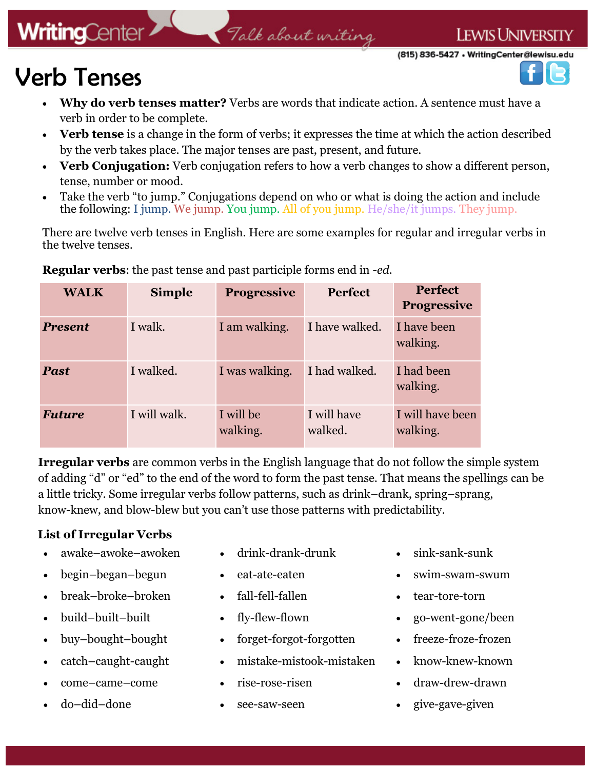# Verb Tenses

- **Why do verb tenses matter?** Verbs are words that indicate action. A sentence must have a verb in order to be complete.
- **Verb tense** is a change in the form of verbs; it expresses the time at which the action described by the verb takes place. The major tenses are past, present, and future.
- **Verb Conjugation:** Verb conjugation refers to how a verb changes to show a different person, tense, number or mood.
- Take the verb "to jump." Conjugations depend on who or what is doing the action and include the following: I jump. We jump. You jump. All of you jump. He/she/it jumps. They jump.

There are twelve verb tenses in English. Here are some examples for regular and irregular verbs in the twelve tenses.

**Regular verbs**: the past tense and past participle forms end in *-ed*.

| WALK | Simple | Progressive | Perfect | Perfect Progressive |
|---|---|---|---|---|
| ***Present*** | I walk. | I am walking. | I have walked. | I have been walking. |
| ***Past*** | I walked. | I was walking. | I had walked. | I had been walking. |
| ***Future*** | I will walk. | I will be walking. | I will have walked. | I will have been walking. |

**Irregular verbs** are common verbs in the English language that do not follow the simple system of adding "d" or "ed" to the end of the word to form the past tense. That means the spellings can be a little tricky. Some irregular verbs follow patterns, such as drink–drank, spring–sprang, know-knew, and blow-blew but you can't use those patterns with predictability.

### List of Irregular Verbs

- awake–awoke–awoken
- begin–began–begun
- break–broke–broken
- build–built–built
- buy–bought–bought
- catch–caught-caught
- come–came–come
- do–did–done
- drink-drank-drunk
- eat-ate-eaten
- fall-fell-fallen
- fly-flew-flown
- forget-forgot-forgotten
- mistake-mistook-mistaken
- rise-rose-risen
- see-saw-seen
- sink-sank-sunk
- swim-swam-swum
- tear-tore-torn
- go-went-gone/been
- freeze-froze-frozen
- know-knew-known
- draw-drew-drawn
- give-gave-given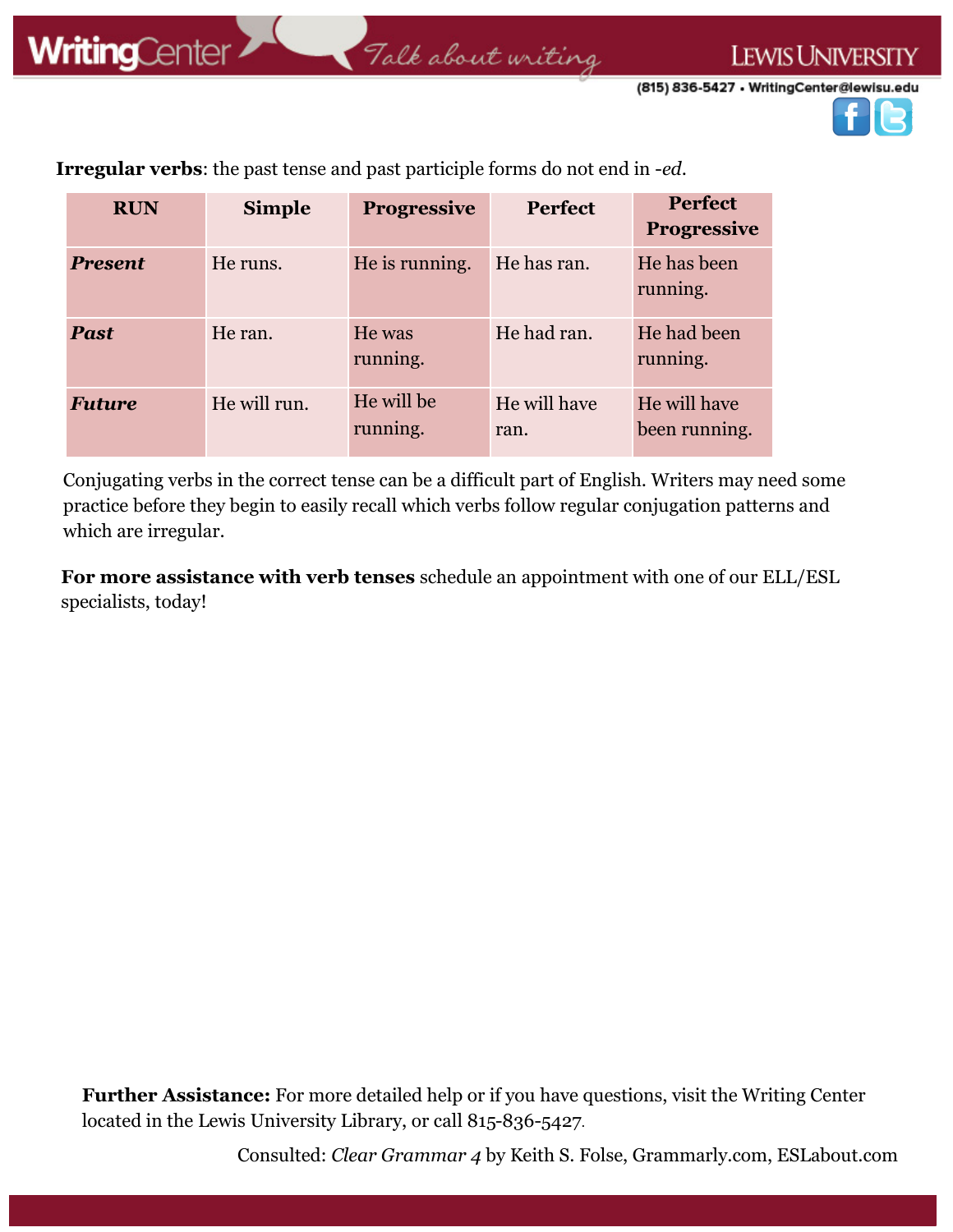**Irregular verbs**: the past tense and past participle forms do not end in *-ed*.

| RUN | Simple | Progressive | Perfect | Perfect Progressive |
|---|---|---|---|---|
| ***Present*** | He runs. | He is running. | He has ran. | He has been running. |
| ***Past*** | He ran. | He was running. | He had ran. | He had been running. |
| ***Future*** | He will run. | He will be running. | He will have ran. | He will have been running. |

Conjugating verbs in the correct tense can be a difficult part of English. Writers may need some practice before they begin to easily recall which verbs follow regular conjugation patterns and which are irregular.

**For more assistance with verb tenses** schedule an appointment with one of our ELL/ESL specialists, today!

**Further Assistance:** For more detailed help or if you have questions, visit the Writing Center located in the Lewis University Library, or call 815-836-5427.

Consulted: *Clear Grammar 4* by Keith S. Folse, Grammarly.com, ESLabout.com